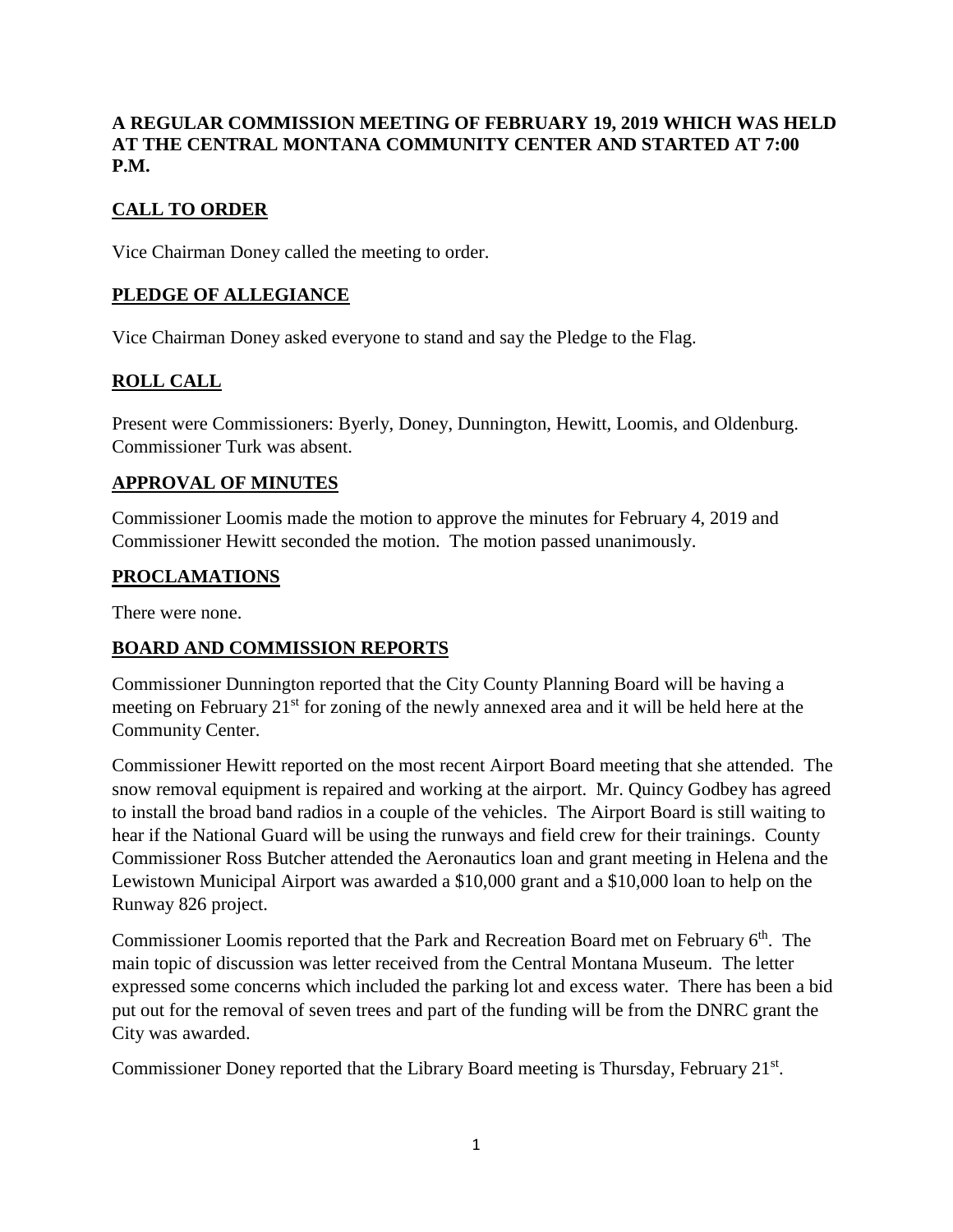**A REGULAR COMMISSION MEETING OF FEBRUARY 19, 2019 WHICH WAS HELD AT THE CENTRAL MONTANA COMMUNITY CENTER AND STARTED AT 7:00 P.M.**

## CALL TO ORDER

Vice Chairman Doney called the meeting to order.

## PLEDGE OF ALLEGIANCE

Vice Chairman Doney asked everyone to stand and say the Pledge to the Flag.

## ROLL CALL

Present were Commissioners: Byerly, Doney, Dunnington, Hewitt, Loomis, and Oldenburg. Commissioner Turk was absent.

## APPROVAL OF MINUTES

Commissioner Loomis made the motion to approve the minutes for February 4, 2019 and Commissioner Hewitt seconded the motion. The motion passed unanimously.

## PROCLAMATIONS

There were none.

## BOARD AND COMMISSION REPORTS

Commissioner Dunnington reported that the City County Planning Board will be having a meeting on February 21st for zoning of the newly annexed area and it will be held here at the Community Center.

Commissioner Hewitt reported on the most recent Airport Board meeting that she attended. The snow removal equipment is repaired and working at the airport. Mr. Quincy Godbey has agreed to install the broad band radios in a couple of the vehicles. The Airport Board is still waiting to hear if the National Guard will be using the runways and field crew for their trainings. County Commissioner Ross Butcher attended the Aeronautics loan and grant meeting in Helena and the Lewistown Municipal Airport was awarded a $10,000 grant and a $10,000 loan to help on the Runway 826 project.

Commissioner Loomis reported that the Park and Recreation Board met on February 6th. The main topic of discussion was letter received from the Central Montana Museum. The letter expressed some concerns which included the parking lot and excess water. There has been a bid put out for the removal of seven trees and part of the funding will be from the DNRC grant the City was awarded.

Commissioner Doney reported that the Library Board meeting is Thursday, February 21st.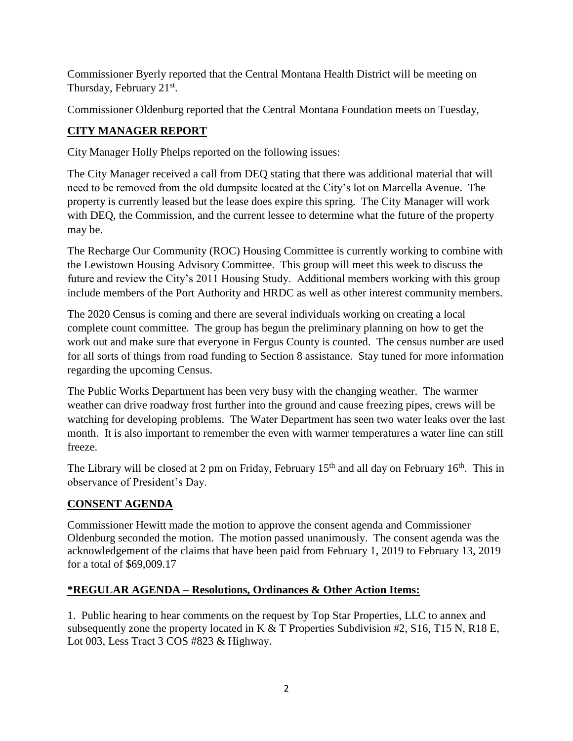Commissioner Byerly reported that the Central Montana Health District will be meeting on Thursday, February 21st.

Commissioner Oldenburg reported that the Central Montana Foundation meets on Tuesday,

## CITY MANAGER REPORT

City Manager Holly Phelps reported on the following issues:

The City Manager received a call from DEQ stating that there was additional material that will need to be removed from the old dumpsite located at the City's lot on Marcella Avenue. The property is currently leased but the lease does expire this spring. The City Manager will work with DEQ, the Commission, and the current lessee to determine what the future of the property may be.

The Recharge Our Community (ROC) Housing Committee is currently working to combine with the Lewistown Housing Advisory Committee. This group will meet this week to discuss the future and review the City's 2011 Housing Study. Additional members working with this group include members of the Port Authority and HRDC as well as other interest community members.

The 2020 Census is coming and there are several individuals working on creating a local complete count committee. The group has begun the preliminary planning on how to get the work out and make sure that everyone in Fergus County is counted. The census number are used for all sorts of things from road funding to Section 8 assistance. Stay tuned for more information regarding the upcoming Census.

The Public Works Department has been very busy with the changing weather. The warmer weather can drive roadway frost further into the ground and cause freezing pipes, crews will be watching for developing problems. The Water Department has seen two water leaks over the last month. It is also important to remember the even with warmer temperatures a water line can still freeze.

The Library will be closed at 2 pm on Friday, February 15th and all day on February 16th. This in observance of President's Day.

## CONSENT AGENDA

Commissioner Hewitt made the motion to approve the consent agenda and Commissioner Oldenburg seconded the motion. The motion passed unanimously. The consent agenda was the acknowledgement of the claims that have been paid from February 1, 2019 to February 13, 2019 for a total of $69,009.17

## *REGULAR AGENDA – Resolutions, Ordinances & Other Action Items:

1. Public hearing to hear comments on the request by Top Star Properties, LLC to annex and subsequently zone the property located in K & T Properties Subdivision #2, S16, T15 N, R18 E, Lot 003, Less Tract 3 COS #823 & Highway.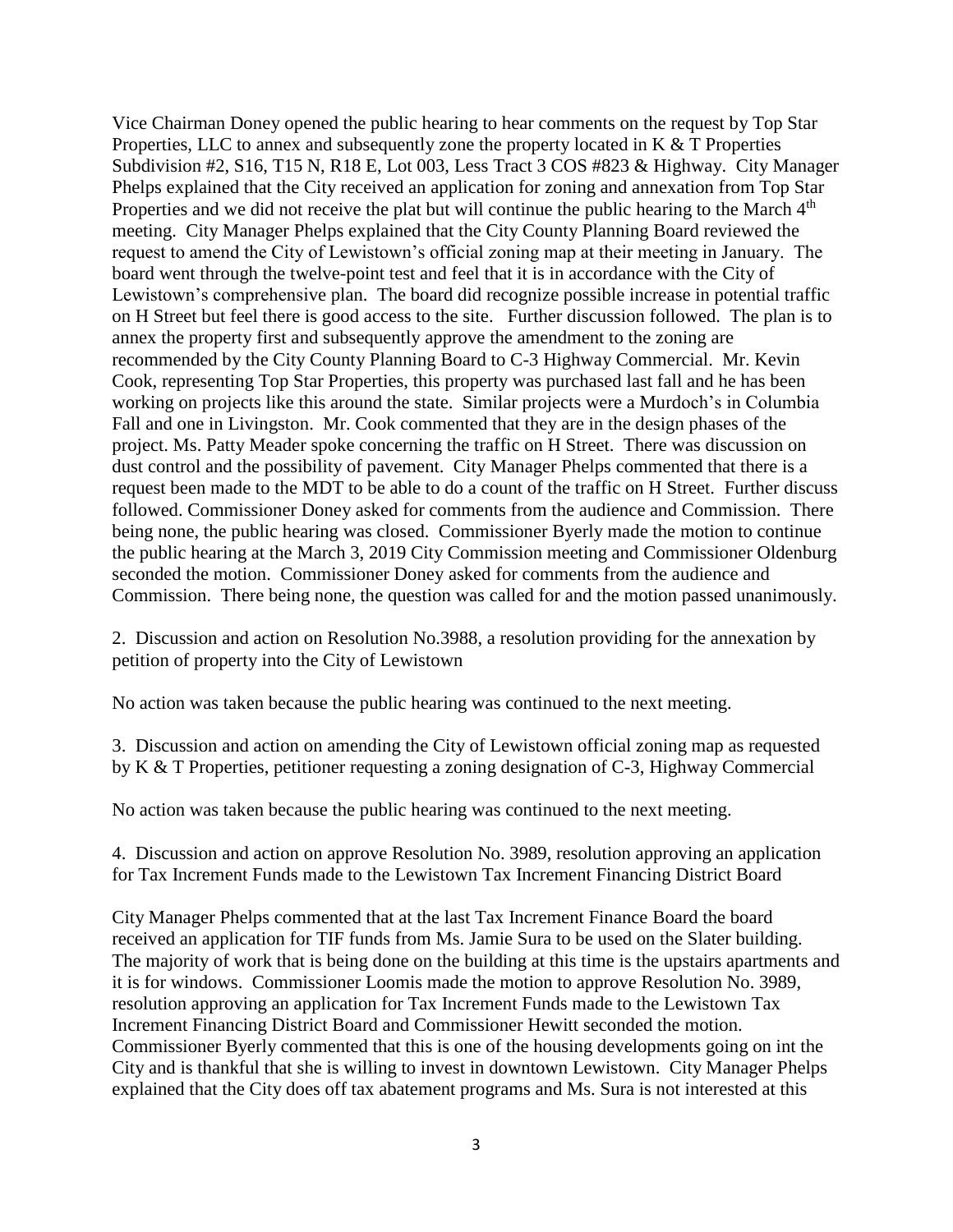Vice Chairman Doney opened the public hearing to hear comments on the request by Top Star Properties, LLC to annex and subsequently zone the property located in K & T Properties Subdivision #2, S16, T15 N, R18 E, Lot 003, Less Tract 3 COS #823 & Highway. City Manager Phelps explained that the City received an application for zoning and annexation from Top Star Properties and we did not receive the plat but will continue the public hearing to the March 4th meeting. City Manager Phelps explained that the City County Planning Board reviewed the request to amend the City of Lewistown's official zoning map at their meeting in January. The board went through the twelve-point test and feel that it is in accordance with the City of Lewistown's comprehensive plan. The board did recognize possible increase in potential traffic on H Street but feel there is good access to the site. Further discussion followed. The plan is to annex the property first and subsequently approve the amendment to the zoning are recommended by the City County Planning Board to C-3 Highway Commercial. Mr. Kevin Cook, representing Top Star Properties, this property was purchased last fall and he has been working on projects like this around the state. Similar projects were a Murdoch's in Columbia Fall and one in Livingston. Mr. Cook commented that they are in the design phases of the project. Ms. Patty Meader spoke concerning the traffic on H Street. There was discussion on dust control and the possibility of pavement. City Manager Phelps commented that there is a request been made to the MDT to be able to do a count of the traffic on H Street. Further discuss followed. Commissioner Doney asked for comments from the audience and Commission. There being none, the public hearing was closed. Commissioner Byerly made the motion to continue the public hearing at the March 3, 2019 City Commission meeting and Commissioner Oldenburg seconded the motion. Commissioner Doney asked for comments from the audience and Commission. There being none, the question was called for and the motion passed unanimously.

2. Discussion and action on Resolution No.3988, a resolution providing for the annexation by petition of property into the City of Lewistown

No action was taken because the public hearing was continued to the next meeting.

3. Discussion and action on amending the City of Lewistown official zoning map as requested by K & T Properties, petitioner requesting a zoning designation of C-3, Highway Commercial

No action was taken because the public hearing was continued to the next meeting.

4. Discussion and action on approve Resolution No. 3989, resolution approving an application for Tax Increment Funds made to the Lewistown Tax Increment Financing District Board

City Manager Phelps commented that at the last Tax Increment Finance Board the board received an application for TIF funds from Ms. Jamie Sura to be used on the Slater building. The majority of work that is being done on the building at this time is the upstairs apartments and it is for windows. Commissioner Loomis made the motion to approve Resolution No. 3989, resolution approving an application for Tax Increment Funds made to the Lewistown Tax Increment Financing District Board and Commissioner Hewitt seconded the motion. Commissioner Byerly commented that this is one of the housing developments going on int the City and is thankful that she is willing to invest in downtown Lewistown. City Manager Phelps explained that the City does off tax abatement programs and Ms. Sura is not interested at this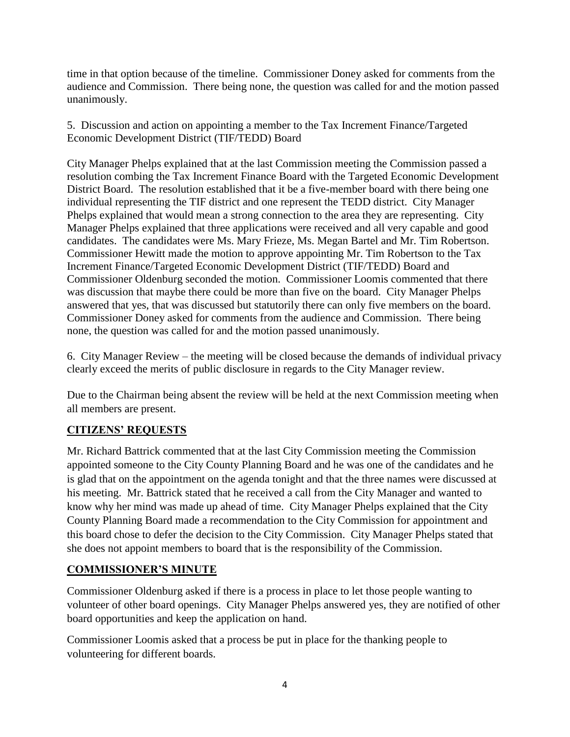time in that option because of the timeline. Commissioner Doney asked for comments from the audience and Commission. There being none, the question was called for and the motion passed unanimously.

5. Discussion and action on appointing a member to the Tax Increment Finance/Targeted Economic Development District (TIF/TEDD) Board

City Manager Phelps explained that at the last Commission meeting the Commission passed a resolution combing the Tax Increment Finance Board with the Targeted Economic Development District Board. The resolution established that it be a five-member board with there being one individual representing the TIF district and one represent the TEDD district. City Manager Phelps explained that would mean a strong connection to the area they are representing. City Manager Phelps explained that three applications were received and all very capable and good candidates. The candidates were Ms. Mary Frieze, Ms. Megan Bartel and Mr. Tim Robertson. Commissioner Hewitt made the motion to approve appointing Mr. Tim Robertson to the Tax Increment Finance/Targeted Economic Development District (TIF/TEDD) Board and Commissioner Oldenburg seconded the motion. Commissioner Loomis commented that there was discussion that maybe there could be more than five on the board. City Manager Phelps answered that yes, that was discussed but statutorily there can only five members on the board. Commissioner Doney asked for comments from the audience and Commission. There being none, the question was called for and the motion passed unanimously.

6. City Manager Review – the meeting will be closed because the demands of individual privacy clearly exceed the merits of public disclosure in regards to the City Manager review.

Due to the Chairman being absent the review will be held at the next Commission meeting when all members are present.

## CITIZENS' REQUESTS

Mr. Richard Battrick commented that at the last City Commission meeting the Commission appointed someone to the City County Planning Board and he was one of the candidates and he is glad that on the appointment on the agenda tonight and that the three names were discussed at his meeting. Mr. Battrick stated that he received a call from the City Manager and wanted to know why her mind was made up ahead of time. City Manager Phelps explained that the City County Planning Board made a recommendation to the City Commission for appointment and this board chose to defer the decision to the City Commission. City Manager Phelps stated that she does not appoint members to board that is the responsibility of the Commission.

## COMMISSIONER'S MINUTE

Commissioner Oldenburg asked if there is a process in place to let those people wanting to volunteer of other board openings. City Manager Phelps answered yes, they are notified of other board opportunities and keep the application on hand.

Commissioner Loomis asked that a process be put in place for the thanking people to volunteering for different boards.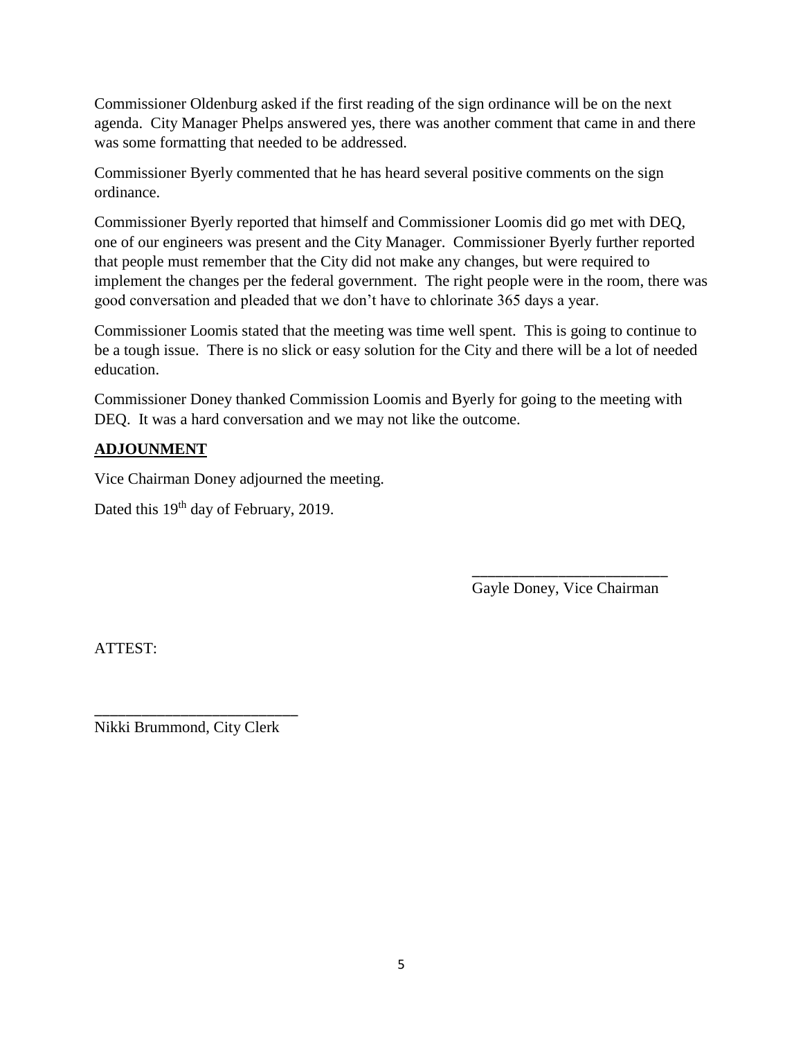Commissioner Oldenburg asked if the first reading of the sign ordinance will be on the next agenda. City Manager Phelps answered yes, there was another comment that came in and there was some formatting that needed to be addressed.

Commissioner Byerly commented that he has heard several positive comments on the sign ordinance.

Commissioner Byerly reported that himself and Commissioner Loomis did go met with DEQ, one of our engineers was present and the City Manager. Commissioner Byerly further reported that people must remember that the City did not make any changes, but were required to implement the changes per the federal government. The right people were in the room, there was good conversation and pleaded that we don't have to chlorinate 365 days a year.

Commissioner Loomis stated that the meeting was time well spent. This is going to continue to be a tough issue. There is no slick or easy solution for the City and there will be a lot of needed education.

Commissioner Doney thanked Commission Loomis and Byerly for going to the meeting with DEQ. It was a hard conversation and we may not like the outcome.

**ADJOUNMENT**

Vice Chairman Doney adjourned the meeting.

Dated this 19th day of February, 2019.

\_\_\_\_\_\_\_\_\_\_\_\_\_\_\_\_\_\_\_\_\_\_\_\_\_

Gayle Doney, Vice Chairman

ATTEST:

\_\_\_\_\_\_\_\_\_\_\_\_\_\_\_\_\_\_\_\_\_\_\_\_\_

Nikki Brummond, City Clerk